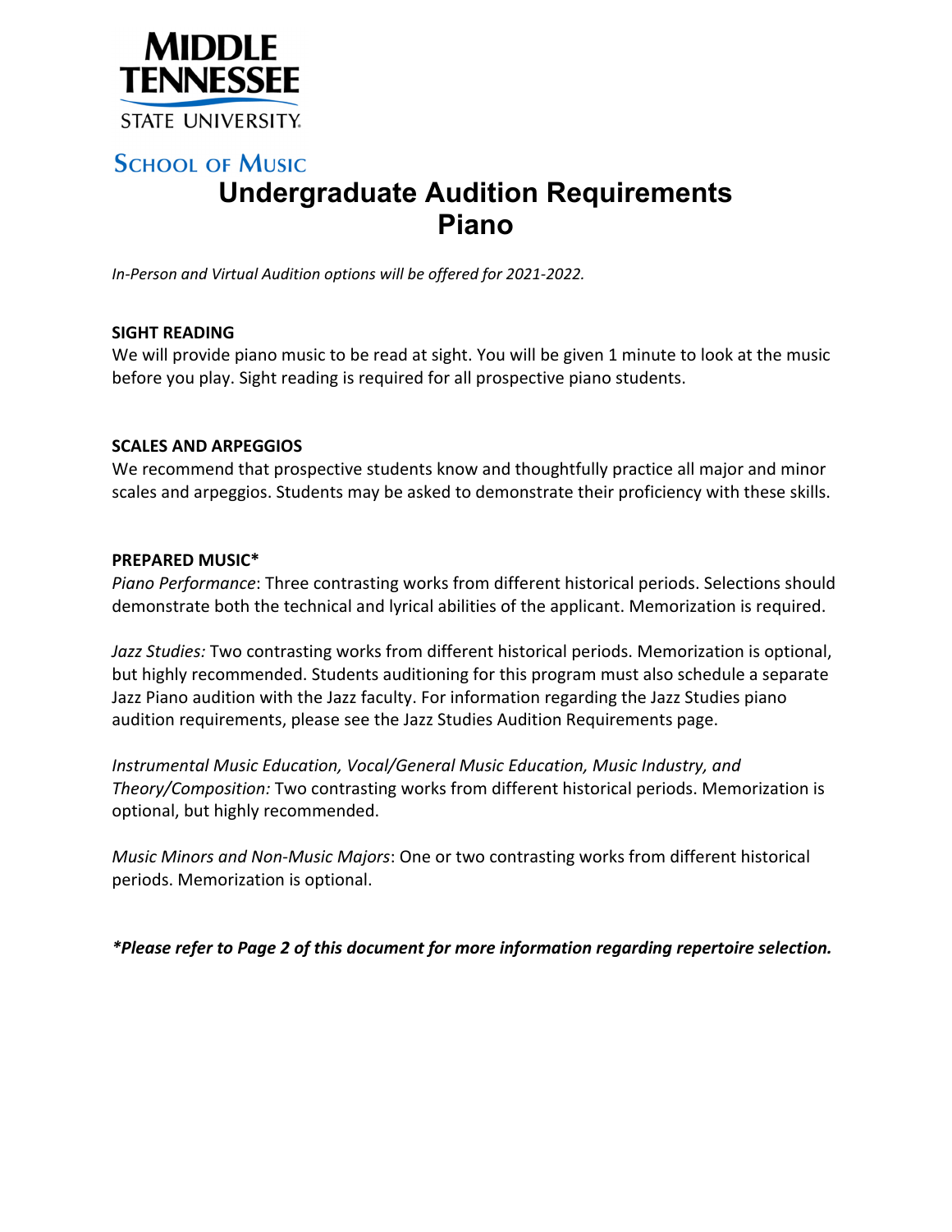MIDDLE TENNESSEE STATE UNIVERSITY

School of Music

# Undergraduate Audition Requirements
# Piano

*In-Person and Virtual Audition options will be offered for 2021-2022.*

**SIGHT READING**

We will provide piano music to be read at sight. You will be given 1 minute to look at the music before you play. Sight reading is required for all prospective piano students.

**SCALES AND ARPEGGIOS**

We recommend that prospective students know and thoughtfully practice all major and minor scales and arpeggios. Students may be asked to demonstrate their proficiency with these skills.

**PREPARED MUSIC***

*Piano Performance*: Three contrasting works from different historical periods. Selections should demonstrate both the technical and lyrical abilities of the applicant. Memorization is required.

*Jazz Studies:* Two contrasting works from different historical periods. Memorization is optional, but highly recommended. Students auditioning for this program must also schedule a separate Jazz Piano audition with the Jazz faculty. For information regarding the Jazz Studies piano audition requirements, please see the Jazz Studies Audition Requirements page.

*Instrumental Music Education, Vocal/General Music Education, Music Industry, and Theory/Composition:* Two contrasting works from different historical periods. Memorization is optional, but highly recommended.

*Music Minors and Non-Music Majors*: One or two contrasting works from different historical periods. Memorization is optional.

***Please refer to Page 2 of this document for more information regarding repertoire selection.***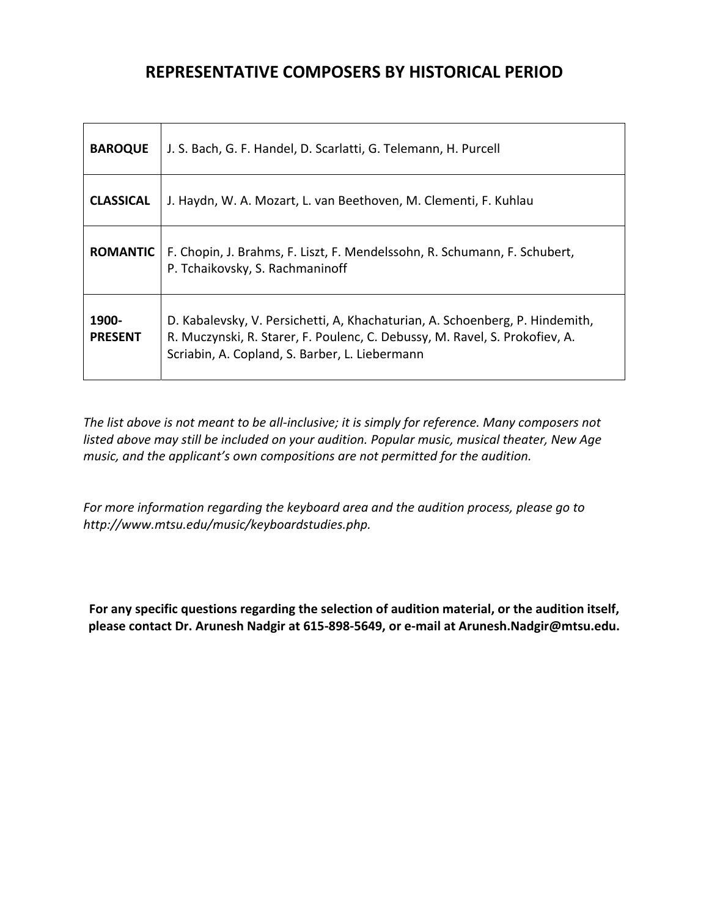# REPRESENTATIVE COMPOSERS BY HISTORICAL PERIOD

| | |
|---|---|
| **BAROQUE** | J. S. Bach, G. F. Handel, D. Scarlatti, G. Telemann, H. Purcell |
| **CLASSICAL** | J. Haydn, W. A. Mozart, L. van Beethoven, M. Clementi, F. Kuhlau |
| **ROMANTIC** | F. Chopin, J. Brahms, F. Liszt, F. Mendelssohn, R. Schumann, F. Schubert, P. Tchaikovsky, S. Rachmaninoff |
| **1900-PRESENT** | D. Kabalevsky, V. Persichetti, A, Khachaturian, A. Schoenberg, P. Hindemith, R. Muczynski, R. Starer, F. Poulenc, C. Debussy, M. Ravel, S. Prokofiev, A. Scriabin, A. Copland, S. Barber, L. Liebermann |

*The list above is not meant to be all-inclusive; it is simply for reference. Many composers not listed above may still be included on your audition. Popular music, musical theater, New Age music, and the applicant's own compositions are not permitted for the audition.*

*For more information regarding the keyboard area and the audition process, please go to http://www.mtsu.edu/music/keyboardstudies.php.*

**For any specific questions regarding the selection of audition material, or the audition itself, please contact Dr. Arunesh Nadgir at 615-898-5649, or e-mail at Arunesh.Nadgir@mtsu.edu.**